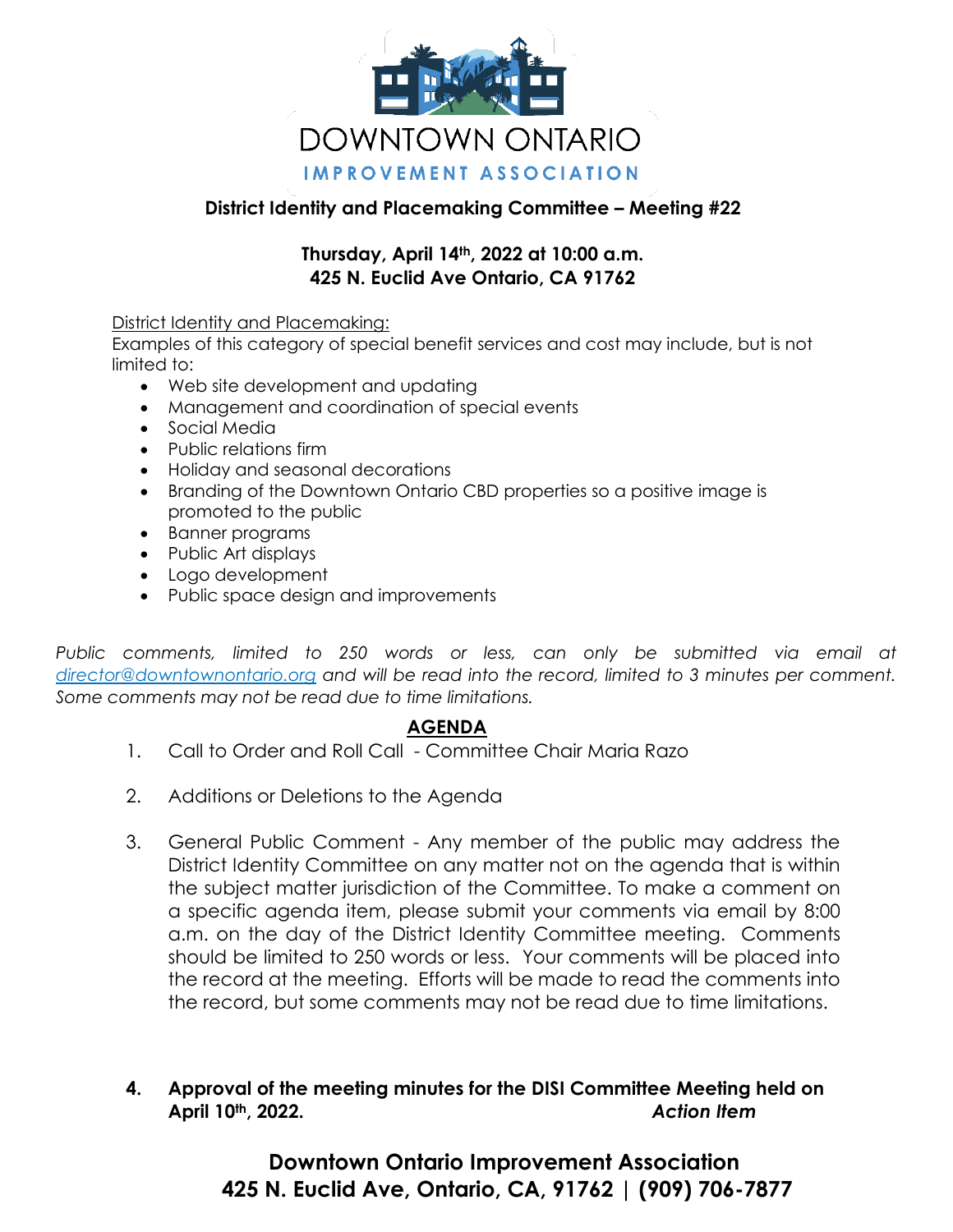# DOWNTOWN ONTARIO

**IMPROVEMENT ASSOCIATION**

## District Identity and Placemaking Committee – Meeting #22

**Thursday, April 14th, 2022 at 10:00 a.m.**
**425 N. Euclid Ave Ontario, CA 91762**

District Identity and Placemaking:
Examples of this category of special benefit services and cost may include, but is not limited to:

- Web site development and updating
- Management and coordination of special events
- Social Media
- Public relations firm
- Holiday and seasonal decorations
- Branding of the Downtown Ontario CBD properties so a positive image is promoted to the public
- Banner programs
- Public Art displays
- Logo development
- Public space design and improvements

*Public comments, limited to 250 words or less, can only be submitted via email at director@downtownontario.org and will be read into the record, limited to 3 minutes per comment. Some comments may not be read due to time limitations.*

## AGENDA

1. Call to Order and Roll Call - Committee Chair Maria Razo

2. Additions or Deletions to the Agenda

3. General Public Comment - Any member of the public may address the District Identity Committee on any matter not on the agenda that is within the subject matter jurisdiction of the Committee. To make a comment on a specific agenda item, please submit your comments via email by 8:00 a.m. on the day of the District Identity Committee meeting. Comments should be limited to 250 words or less. Your comments will be placed into the record at the meeting. Efforts will be made to read the comments into the record, but some comments may not be read due to time limitations.

4. **Approval of the meeting minutes for the DISI Committee Meeting held on April 10th, 2022.** ***Action Item***

**Downtown Ontario Improvement Association**
**425 N. Euclid Ave, Ontario, CA, 91762 | (909) 706-7877**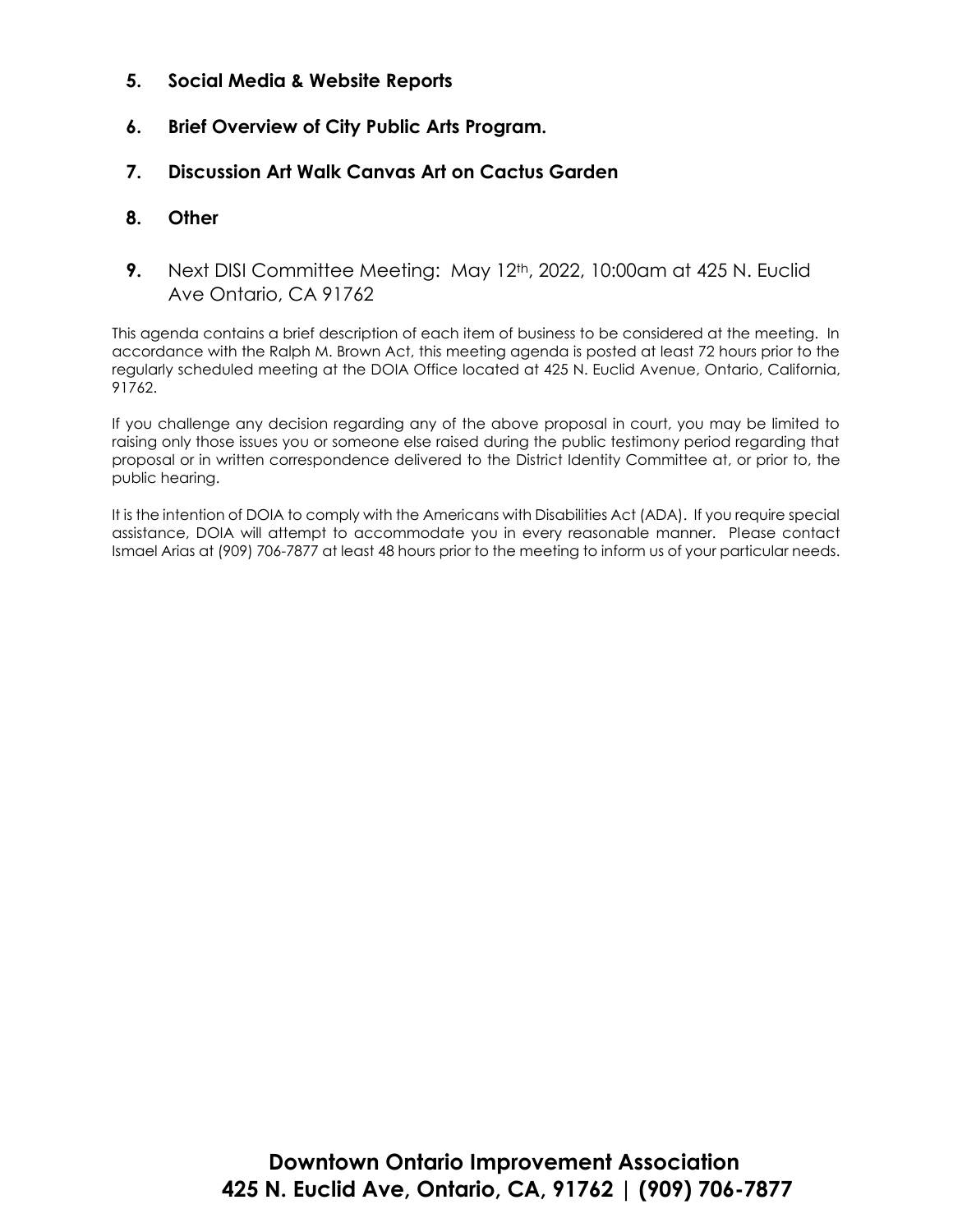5. **Social Media & Website Reports**

6. **Brief Overview of City Public Arts Program.**

7. **Discussion Art Walk Canvas Art on Cactus Garden**

8. **Other**

9. Next DISI Committee Meeting: May 12th, 2022, 10:00am at 425 N. Euclid Ave Ontario, CA 91762

This agenda contains a brief description of each item of business to be considered at the meeting. In accordance with the Ralph M. Brown Act, this meeting agenda is posted at least 72 hours prior to the regularly scheduled meeting at the DOIA Office located at 425 N. Euclid Avenue, Ontario, California, 91762.

If you challenge any decision regarding any of the above proposal in court, you may be limited to raising only those issues you or someone else raised during the public testimony period regarding that proposal or in written correspondence delivered to the District Identity Committee at, or prior to, the public hearing.

It is the intention of DOIA to comply with the Americans with Disabilities Act (ADA). If you require special assistance, DOIA will attempt to accommodate you in every reasonable manner. Please contact Ismael Arias at (909) 706-7877 at least 48 hours prior to the meeting to inform us of your particular needs.

**Downtown Ontario Improvement Association**
**425 N. Euclid Ave, Ontario, CA, 91762 | (909) 706-7877**